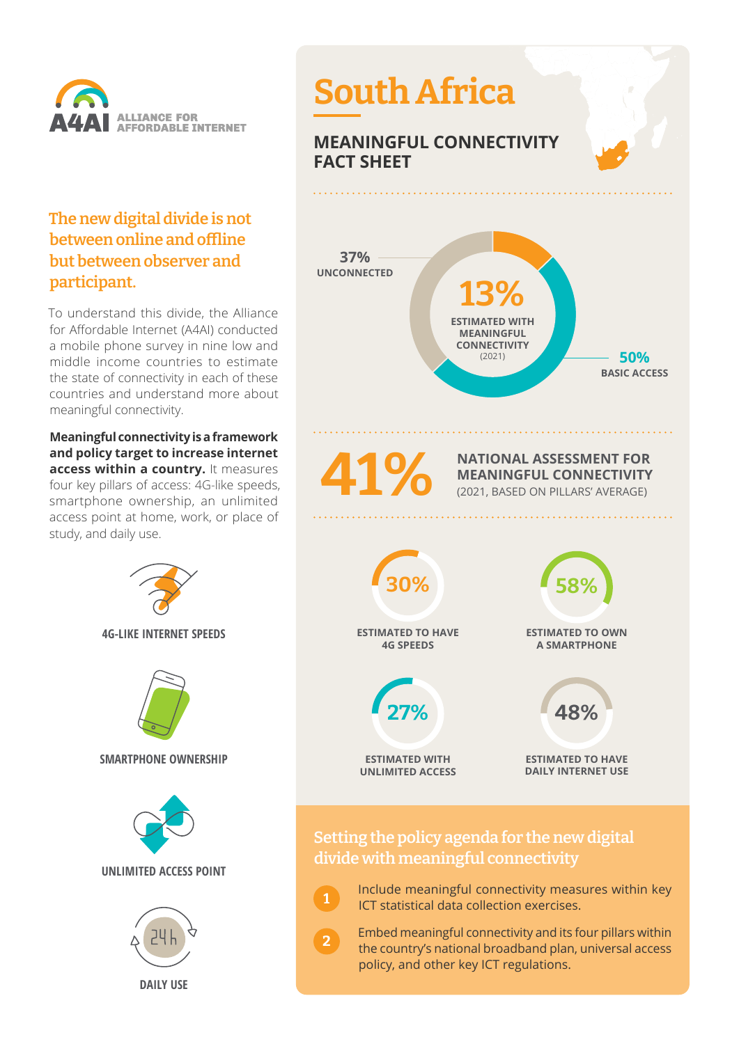A4AI ALLIANCE FOR AFFORDABLE INTERNET

## The new digital divide is not between online and offline but between observer and participant.

To understand this divide, the Alliance for Affordable Internet (A4AI) conducted a mobile phone survey in nine low and middle income countries to estimate the state of connectivity in each of these countries and understand more about meaningful connectivity.

**Meaningful connectivity is a framework and policy target to increase internet access within a country.** It measures four key pillars of access: 4G-like speeds, smartphone ownership, an unlimited access point at home, work, or place of study, and daily use.

**4G-LIKE INTERNET SPEEDS**

**SMARTPHONE OWNERSHIP**

**UNLIMITED ACCESS POINT**

**DAILY USE**

# South Africa

## MEANINGFUL CONNECTIVITY FACT SHEET

**37%** UNCONNECTED

**13%** ESTIMATED WITH MEANINGFUL CONNECTIVITY (2021)

**50%** BASIC ACCESS

**41%** NATIONAL ASSESSMENT FOR MEANINGFUL CONNECTIVITY (2021, BASED ON PILLARS' AVERAGE)

**30%** ESTIMATED TO HAVE 4G SPEEDS

**58%** ESTIMATED TO OWN A SMARTPHONE

**27%** ESTIMATED WITH UNLIMITED ACCESS

**48%** ESTIMATED TO HAVE DAILY INTERNET USE

## Setting the policy agenda for the new digital divide with meaningful connectivity

1. Include meaningful connectivity measures within key ICT statistical data collection exercises.
2. Embed meaningful connectivity and its four pillars within the country's national broadband plan, universal access policy, and other key ICT regulations.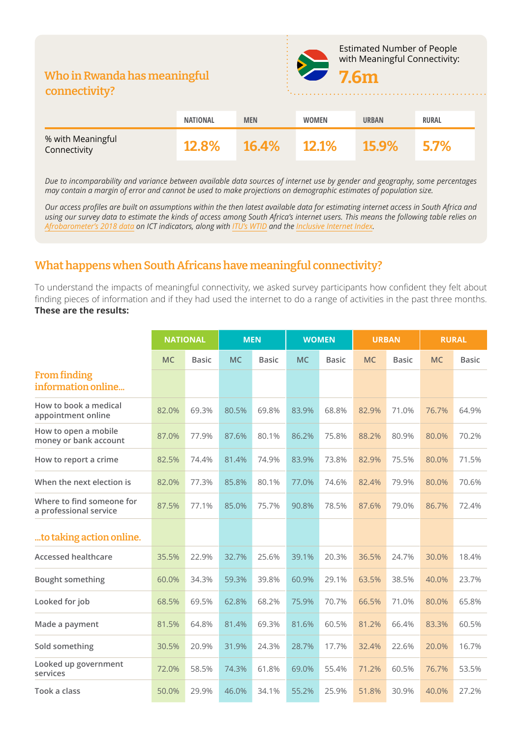## Who in Rwanda has meaningful connectivity?

Estimated Number of People with Meaningful Connectivity:

**7.6m**

| | NATIONAL | MEN | WOMEN | URBAN | RURAL |
|---|---|---|---|---|---|
| % with Meaningful Connectivity | 12.8% | 16.4% | 12.1% | 15.9% | 5.7% |

*Due to incomparability and variance between available data sources of internet use by gender and geography, some percentages may contain a margin of error and cannot be used to make projections on demographic estimates of population size.*

*Our access profiles are built on assumptions within the then latest available data for estimating internet access in South Africa and using our survey data to estimate the kinds of access among South Africa's internet users. This means the following table relies on Afrobarometer's 2018 data on ICT indicators, along with ITU's WTID and the Inclusive Internet Index.*

## What happens when South Africans have meaningful connectivity?

To understand the impacts of meaningful connectivity, we asked survey participants how confident they felt about finding pieces of information and if they had used the internet to do a range of activities in the past three months. **These are the results:**

| | NATIONAL | | MEN | | WOMEN | | URBAN | | RURAL | |
|---|---|---|---|---|---|---|---|---|---|---|
| | MC | Basic | MC | Basic | MC | Basic | MC | Basic | MC | Basic |
| **From finding information online...** | | | | | | | | | | |
| How to book a medical appointment online | 82.0% | 69.3% | 80.5% | 69.8% | 83.9% | 68.8% | 82.9% | 71.0% | 76.7% | 64.9% |
| How to open a mobile money or bank account | 87.0% | 77.9% | 87.6% | 80.1% | 86.2% | 75.8% | 88.2% | 80.9% | 80.0% | 70.2% |
| How to report a crime | 82.5% | 74.4% | 81.4% | 74.9% | 83.9% | 73.8% | 82.9% | 75.5% | 80.0% | 71.5% |
| When the next election is | 82.0% | 77.3% | 85.8% | 80.1% | 77.0% | 74.6% | 82.4% | 79.9% | 80.0% | 70.6% |
| Where to find someone for a professional service | 87.5% | 77.1% | 85.0% | 75.7% | 90.8% | 78.5% | 87.6% | 79.0% | 86.7% | 72.4% |
| **...to taking action online.** | | | | | | | | | | |
| Accessed healthcare | 35.5% | 22.9% | 32.7% | 25.6% | 39.1% | 20.3% | 36.5% | 24.7% | 30.0% | 18.4% |
| Bought something | 60.0% | 34.3% | 59.3% | 39.8% | 60.9% | 29.1% | 63.5% | 38.5% | 40.0% | 23.7% |
| Looked for job | 68.5% | 69.5% | 62.8% | 68.2% | 75.9% | 70.7% | 66.5% | 71.0% | 80.0% | 65.8% |
| Made a payment | 81.5% | 64.8% | 81.4% | 69.3% | 81.6% | 60.5% | 81.2% | 66.4% | 83.3% | 60.5% |
| Sold something | 30.5% | 20.9% | 31.9% | 24.3% | 28.7% | 17.7% | 32.4% | 22.6% | 20.0% | 16.7% |
| Looked up government services | 72.0% | 58.5% | 74.3% | 61.8% | 69.0% | 55.4% | 71.2% | 60.5% | 76.7% | 53.5% |
| Took a class | 50.0% | 29.9% | 46.0% | 34.1% | 55.2% | 25.9% | 51.8% | 30.9% | 40.0% | 27.2% |